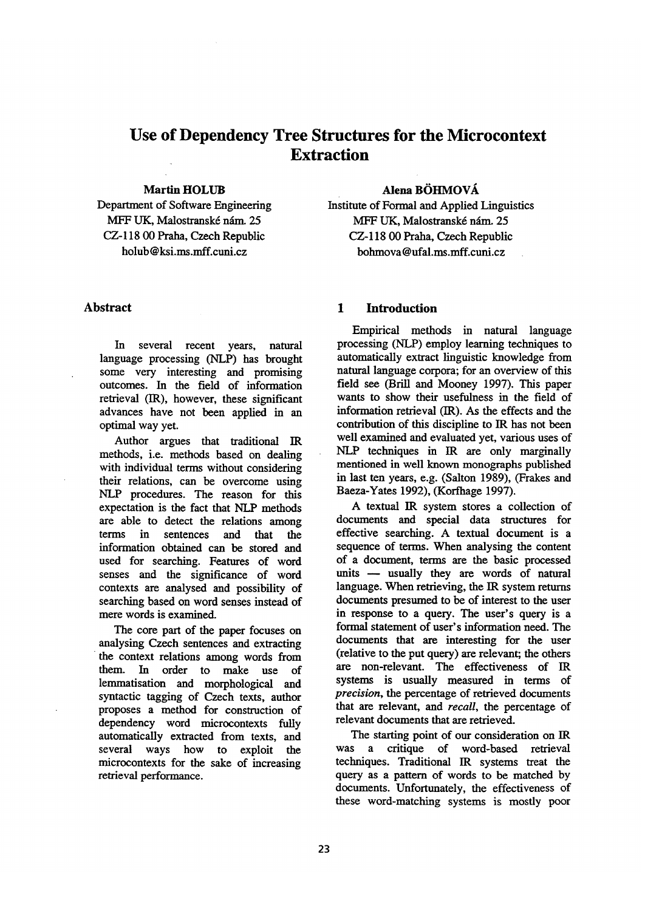# Use of Dependency Tree Structures for the Microcontext Extraction

**Martin HOLUB**
Department of Software Engineering
MFF UK, Malostranské nám. 25
CZ-118 00 Praha, Czech Republic
holub@ksi.ms.mff.cuni.cz

**Alena BÖHMOVÁ**
Institute of Formal and Applied Linguistics
MFF UK, Malostranské nám. 25
CZ-118 00 Praha, Czech Republic
bohmova@ufal.ms.mff.cuni.cz

## Abstract

In several recent years, natural language processing (NLP) has brought some very interesting and promising outcomes. In the field of information retrieval (IR), however, these significant advances have not been applied in an optimal way yet.

Author argues that traditional IR methods, i.e. methods based on dealing with individual terms without considering their relations, can be overcome using NLP procedures. The reason for this expectation is the fact that NLP methods are able to detect the relations among terms in sentences and that the information obtained can be stored and used for searching. Features of word senses and the significance of word contexts are analysed and possibility of searching based on word senses instead of mere words is examined.

The core part of the paper focuses on analysing Czech sentences and extracting the context relations among words from them. In order to make use of lemmatisation and morphological and syntactic tagging of Czech texts, author proposes a method for construction of dependency word microcontexts fully automatically extracted from texts, and several ways how to exploit the microcontexts for the sake of increasing retrieval performance.

## 1 Introduction

Empirical methods in natural language processing (NLP) employ learning techniques to automatically extract linguistic knowledge from natural language corpora; for an overview of this field see (Brill and Mooney 1997). This paper wants to show their usefulness in the field of information retrieval (IR). As the effects and the contribution of this discipline to IR has not been well examined and evaluated yet, various uses of NLP techniques in IR are only marginally mentioned in well known monographs published in last ten years, e.g. (Salton 1989), (Frakes and Baeza-Yates 1992), (Korfhage 1997).

A textual IR system stores a collection of documents and special data structures for effective searching. A textual document is a sequence of terms. When analysing the content of a document, terms are the basic processed units — usually they are words of natural language. When retrieving, the IR system returns documents presumed to be of interest to the user in response to a query. The user's query is a formal statement of user's information need. The documents that are interesting for the user (relative to the put query) are relevant; the others are non-relevant. The effectiveness of IR systems is usually measured in terms of *precision*, the percentage of retrieved documents that are relevant, and *recall*, the percentage of relevant documents that are retrieved.

The starting point of our consideration on IR was a critique of word-based retrieval techniques. Traditional IR systems treat the query as a pattern of words to be matched by documents. Unfortunately, the effectiveness of these word-matching systems is mostly poor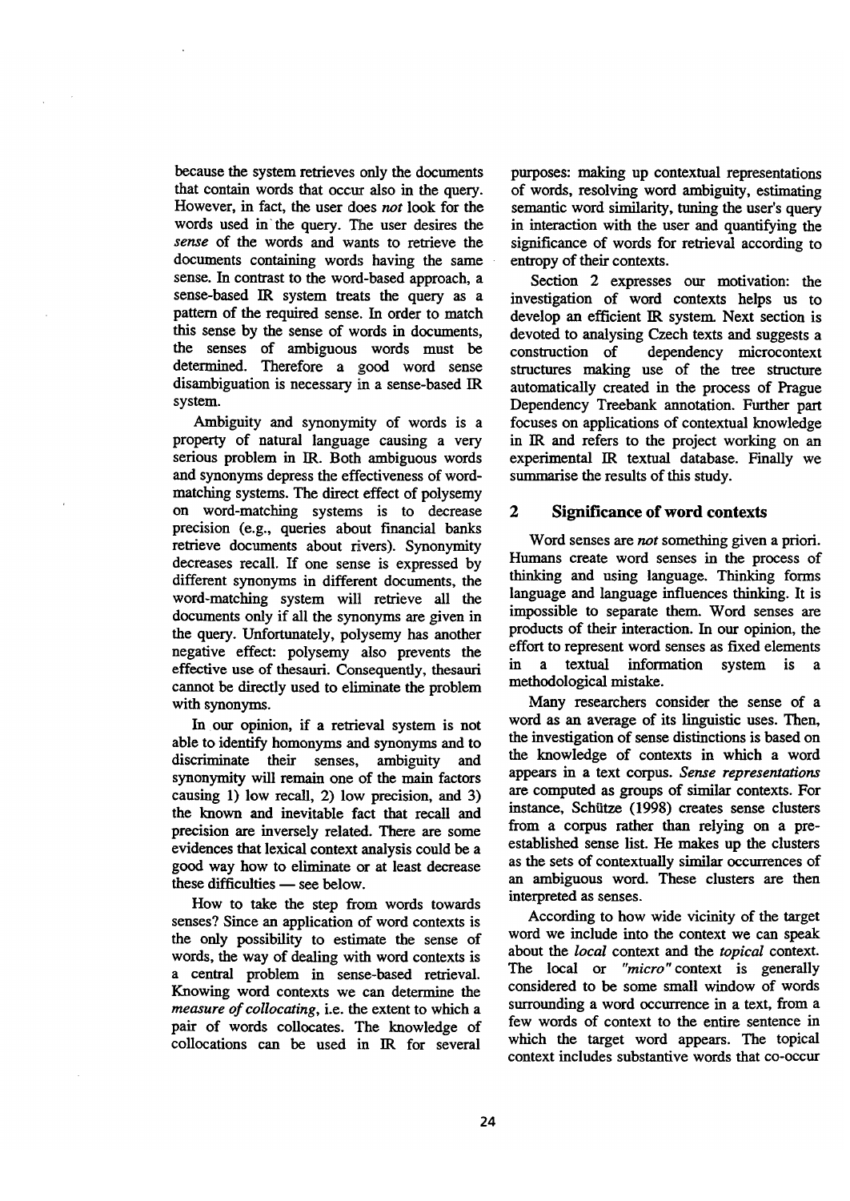because the system retrieves only the documents that contain words that occur also in the query. However, in fact, the user does *not* look for the words used in the query. The user desires the *sense* of the words and wants to retrieve the documents containing words having the same sense. In contrast to the word-based approach, a sense-based IR system treats the query as a pattern of the required sense. In order to match this sense by the sense of words in documents, the senses of ambiguous words must be determined. Therefore a good word sense disambiguation is necessary in a sense-based IR system.

Ambiguity and synonymity of words is a property of natural language causing a very serious problem in IR. Both ambiguous words and synonyms depress the effectiveness of word-matching systems. The direct effect of polysemy on word-matching systems is to decrease precision (e.g., queries about financial banks retrieve documents about rivers). Synonymity decreases recall. If one sense is expressed by different synonyms in different documents, the word-matching system will retrieve all the documents only if all the synonyms are given in the query. Unfortunately, polysemy has another negative effect: polysemy also prevents the effective use of thesauri. Consequently, thesauri cannot be directly used to eliminate the problem with synonyms.

In our opinion, if a retrieval system is not able to identify homonyms and synonyms and to discriminate their senses, ambiguity and synonymity will remain one of the main factors causing 1) low recall, 2) low precision, and 3) the known and inevitable fact that recall and precision are inversely related. There are some evidences that lexical context analysis could be a good way how to eliminate or at least decrease these difficulties — see below.

How to take the step from words towards senses? Since an application of word contexts is the only possibility to estimate the sense of words, the way of dealing with word contexts is a central problem in sense-based retrieval. Knowing word contexts we can determine the *measure of collocating*, i.e. the extent to which a pair of words collocates. The knowledge of collocations can be used in IR for several purposes: making up contextual representations of words, resolving word ambiguity, estimating semantic word similarity, tuning the user's query in interaction with the user and quantifying the significance of words for retrieval according to entropy of their contexts.

Section 2 expresses our motivation: the investigation of word contexts helps us to develop an efficient IR system. Next section is devoted to analysing Czech texts and suggests a construction of dependency microcontext structures making use of the tree structure automatically created in the process of Prague Dependency Treebank annotation. Further part focuses on applications of contextual knowledge in IR and refers to the project working on an experimental IR textual database. Finally we summarise the results of this study.

## 2 Significance of word contexts

Word senses are *not* something given a priori. Humans create word senses in the process of thinking and using language. Thinking forms language and language influences thinking. It is impossible to separate them. Word senses are products of their interaction. In our opinion, the effort to represent word senses as fixed elements in a textual information system is a methodological mistake.

Many researchers consider the sense of a word as an average of its linguistic uses. Then, the investigation of sense distinctions is based on the knowledge of contexts in which a word appears in a text corpus. *Sense representations* are computed as groups of similar contexts. For instance, Schütze (1998) creates sense clusters from a corpus rather than relying on a pre-established sense list. He makes up the clusters as the sets of contextually similar occurrences of an ambiguous word. These clusters are then interpreted as senses.

According to how wide vicinity of the target word we include into the context we can speak about the *local* context and the *topical* context. The local or *"micro"* context is generally considered to be some small window of words surrounding a word occurrence in a text, from a few words of context to the entire sentence in which the target word appears. The topical context includes substantive words that co-occur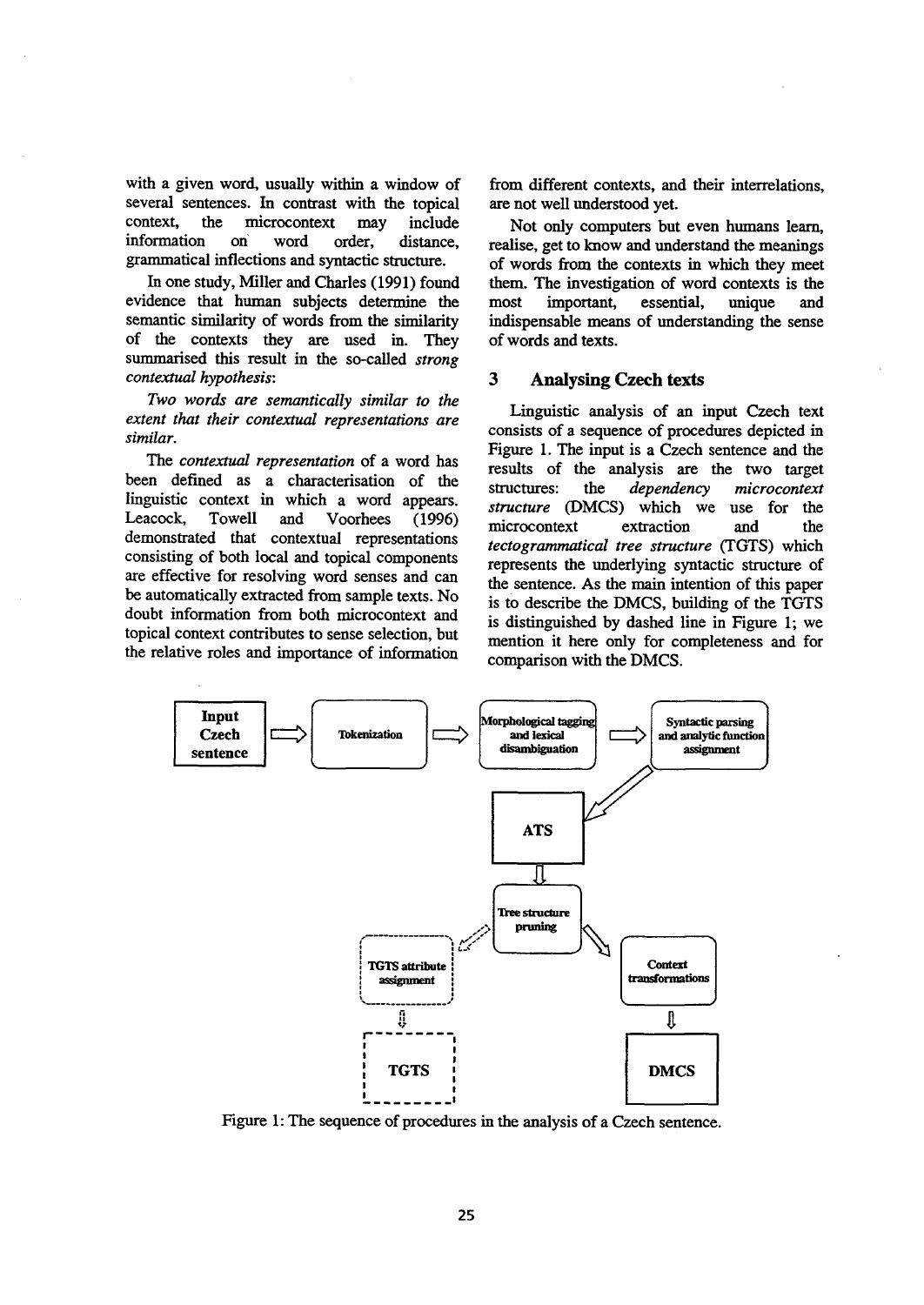with a given word, usually within a window of several sentences. In contrast with the topical context, the microcontext may include information on word order, distance, grammatical inflections and syntactic structure.

In one study, Miller and Charles (1991) found evidence that human subjects determine the semantic similarity of words from the similarity of the contexts they are used in. They summarised this result in the so-called *strong contextual hypothesis*:

*Two words are semantically similar to the extent that their contextual representations are similar.*

The *contextual representation* of a word has been defined as a characterisation of the linguistic context in which a word appears. Leacock, Towell and Voorhees (1996) demonstrated that contextual representations consisting of both local and topical components are effective for resolving word senses and can be automatically extracted from sample texts. No doubt information from both microcontext and topical context contributes to sense selection, but the relative roles and importance of information from different contexts, and their interrelations, are not well understood yet.

Not only computers but even humans learn, realise, get to know and understand the meanings of words from the contexts in which they meet them. The investigation of word contexts is the most important, essential, unique and indispensable means of understanding the sense of words and texts.

## 3 Analysing Czech texts

Linguistic analysis of an input Czech text consists of a sequence of procedures depicted in Figure 1. The input is a Czech sentence and the results of the analysis are the two target structures: the *dependency microcontext structure* (DMCS) which we use for the microcontext extraction and the *tectogrammatical tree structure* (TGTS) which represents the underlying syntactic structure of the sentence. As the main intention of this paper is to describe the DMCS, building of the TGTS is distinguished by dashed line in Figure 1; we mention it here only for completeness and for comparison with the DMCS.

Input Czech sentence ⇒ Tokenization ⇒ Morphological tagging and lexical disambiguation ⇒ Syntactic parsing and analytic function assignment ⇒ ATS ⇒ Tree structure pruning ⇒ (TGTS attribute assignment ⇒ TGTS) / (Context transformations ⇒ DMCS)

Figure 1: The sequence of procedures in the analysis of a Czech sentence.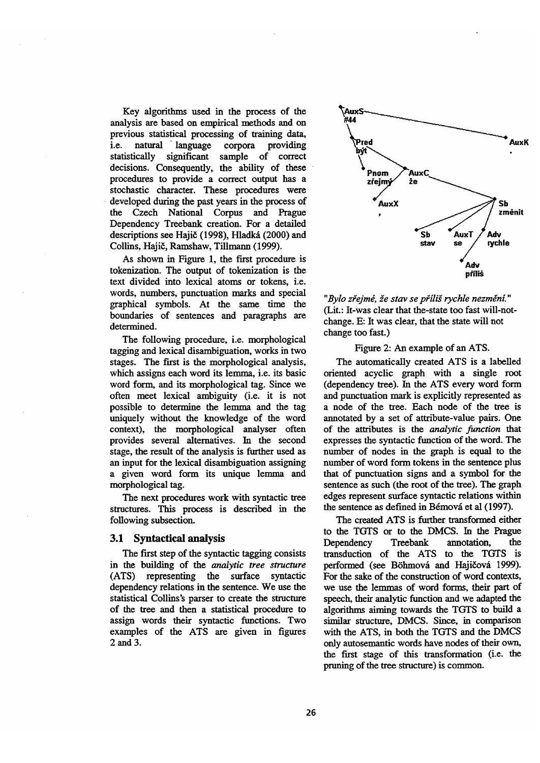Key algorithms used in the process of the analysis are based on empirical methods and on previous statistical processing of training data, i.e. natural language corpora providing statistically significant sample of correct decisions. Consequently, the ability of these procedures to provide a correct output has a stochastic character. These procedures were developed during the past years in the process of the Czech National Corpus and Prague Dependency Treebank creation. For a detailed descriptions see Hajič (1998), Hladká (2000) and Collins, Hajič, Ramshaw, Tillmann (1999).

As shown in Figure 1, the first procedure is tokenization. The output of tokenization is the text divided into lexical atoms or tokens, i.e. words, numbers, punctuation marks and special graphical symbols. At the same time the boundaries of sentences and paragraphs are determined.

The following procedure, i.e. morphological tagging and lexical disambiguation, works in two stages. The first is the morphological analysis, which assigns each word its lemma, i.e. its basic word form, and its morphological tag. Since we often meet lexical ambiguity (i.e. it is not possible to determine the lemma and the tag uniquely without the knowledge of the word context), the morphological analyser often provides several alternatives. In the second stage, the result of the analysis is further used as an input for the lexical disambiguation assigning a given word form its unique lemma and morphological tag.

The next procedures work with syntactic tree structures. This process is described in the following subsection.

### 3.1 Syntactical analysis

The first step of the syntactic tagging consists in the building of the *analytic tree structure* (ATS) representing the surface syntactic dependency relations in the sentence. We use the statistical Collins's parser to create the structure of the tree and then a statistical procedure to assign words their syntactic functions. Two examples of the ATS are given in figures 2 and 3.

*"Bylo zřejmé, že stav se příliš rychle nezmění."* (Lit.: It-was clear that the-state too fast will-not-change. E: It was clear, that the state will not change too fast.)

Figure 2: An example of an ATS.

The automatically created ATS is a labelled oriented acyclic graph with a single root (dependency tree). In the ATS every word form and punctuation mark is explicitly represented as a node of the tree. Each node of the tree is annotated by a set of attribute-value pairs. One of the attributes is the *analytic function* that expresses the syntactic function of the word. The number of nodes in the graph is equal to the number of word form tokens in the sentence plus that of punctuation signs and a symbol for the sentence as such (the root of the tree). The graph edges represent surface syntactic relations within the sentence as defined in Bémová et al (1997).

The created ATS is further transformed either to the TGTS or to the DMCS. In the Prague Dependency Treebank annotation, the transduction of the ATS to the TGTS is performed (see Böhmová and Hajičová 1999). For the sake of the construction of word contexts, we use the lemmas of word forms, their part of speech, their analytic function and we adapted the algorithms aiming towards the TGTS to build a similar structure, DMCS. Since, in comparison with the ATS, in both the TGTS and the DMCS only autosemantic words have nodes of their own, the first stage of this transformation (i.e. the pruning of the tree structure) is common.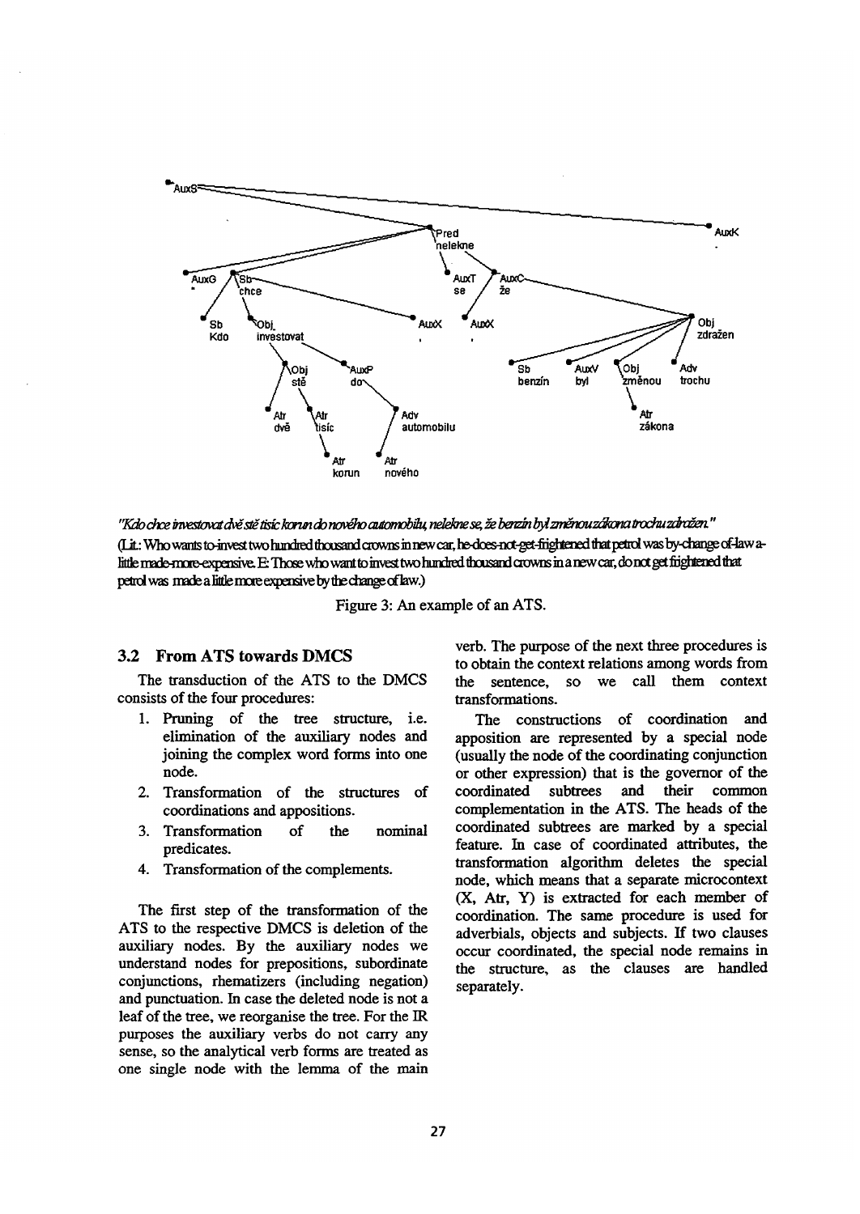"Kdo chce investovat dvě stě tisíc korun do nového automobilu, nelekne se, že benzín byl změnou zákona trochu zdražen."
(Lit.: Who wants to-invest two hundred thousand crowns in new car, he-does-not-get-frightened that petrol was by-change of-law a-little made-more-expensive. E: Those who want to invest two hundred thousand crowns in a new car, do not get frightened that petrol was made a little more expensive by the change of law.)

Figure 3: An example of an ATS.

### 3.2 From ATS towards DMCS

The transduction of the ATS to the DMCS consists of the four procedures:

1. Pruning of the tree structure, i.e. elimination of the auxiliary nodes and joining the complex word forms into one node.
2. Transformation of the structures of coordinations and appositions.
3. Transformation of the nominal predicates.
4. Transformation of the complements.

The first step of the transformation of the ATS to the respective DMCS is deletion of the auxiliary nodes. By the auxiliary nodes we understand nodes for prepositions, subordinate conjunctions, rhematizers (including negation) and punctuation. In case the deleted node is not a leaf of the tree, we reorganise the tree. For the IR purposes the auxiliary verbs do not carry any sense, so the analytical verb forms are treated as one single node with the lemma of the main verb. The purpose of the next three procedures is to obtain the context relations among words from the sentence, so we call them context transformations.

The constructions of coordination and apposition are represented by a special node (usually the node of the coordinating conjunction or other expression) that is the governor of the coordinated subtrees and their common complementation in the ATS. The heads of the coordinated subtrees are marked by a special feature. In case of coordinated attributes, the transformation algorithm deletes the special node, which means that a separate microcontext (X, Atr, Y) is extracted for each member of coordination. The same procedure is used for adverbials, objects and subjects. If two clauses occur coordinated, the special node remains in the structure, as the clauses are handled separately.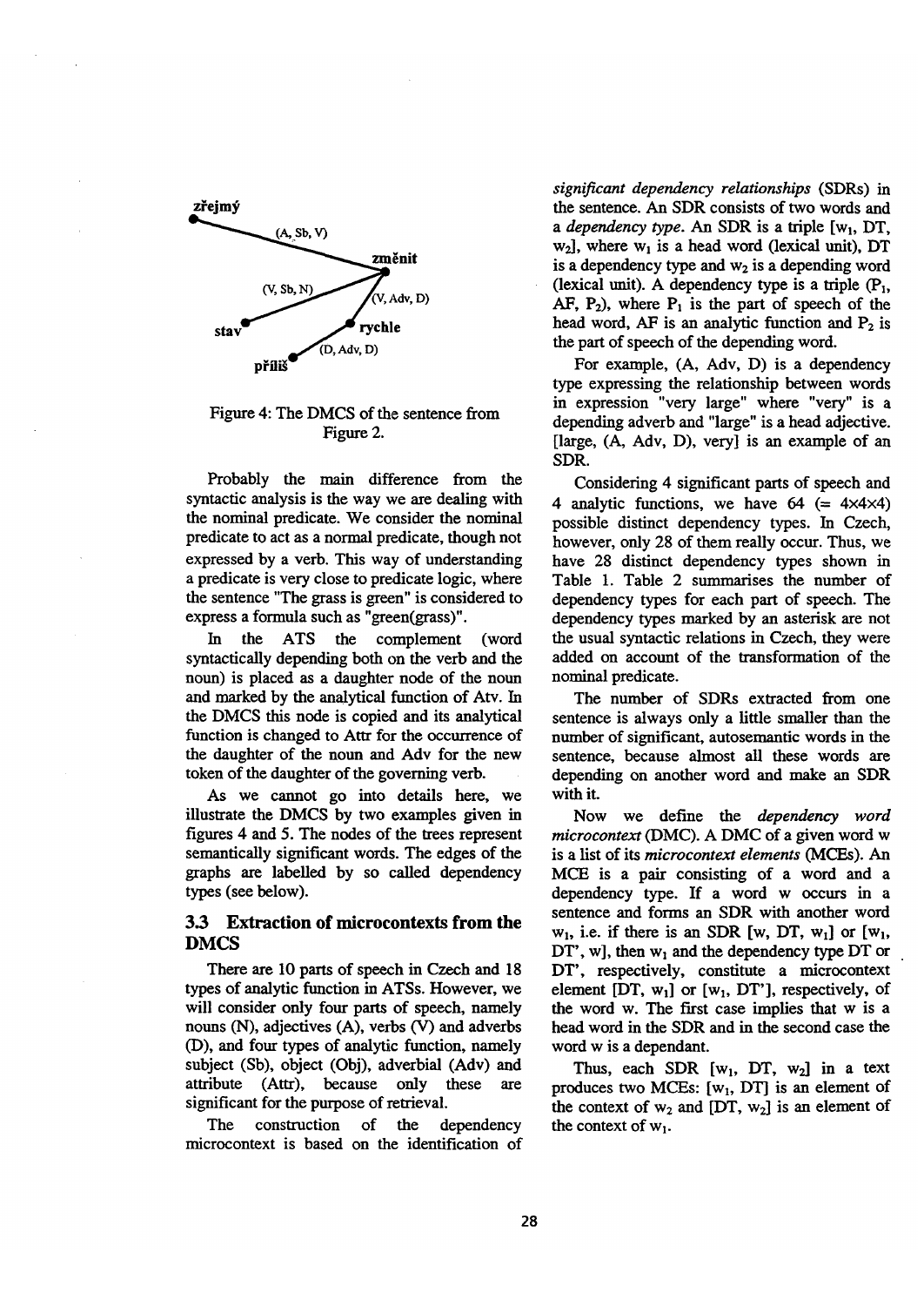zřejmý

(A, Sb, V)

změnit

(V, Sb, N)

(V, Adv, D)

stav

rychle

(D, Adv, D)

příliš

Figure 4: The DMCS of the sentence from Figure 2.

Probably the main difference from the syntactic analysis is the way we are dealing with the nominal predicate. We consider the nominal predicate to act as a normal predicate, though not expressed by a verb. This way of understanding a predicate is very close to predicate logic, where the sentence "The grass is green" is considered to express a formula such as "green(grass)".

In the ATS the complement (word syntactically depending both on the verb and the noun) is placed as a daughter node of the noun and marked by the analytical function of Atv. In the DMCS this node is copied and its analytical function is changed to Attr for the occurrence of the daughter of the noun and Adv for the new token of the daughter of the governing verb.

As we cannot go into details here, we illustrate the DMCS by two examples given in figures 4 and 5. The nodes of the trees represent semantically significant words. The edges of the graphs are labelled by so called dependency types (see below).

### 3.3 Extraction of microcontexts from the DMCS

There are 10 parts of speech in Czech and 18 types of analytic function in ATSs. However, we will consider only four parts of speech, namely nouns (N), adjectives (A), verbs (V) and adverbs (D), and four types of analytic function, namely subject (Sb), object (Obj), adverbial (Adv) and attribute (Attr), because only these are significant for the purpose of retrieval.

The construction of the dependency microcontext is based on the identification of *significant dependency relationships* (SDRs) in the sentence. An SDR consists of two words and a *dependency type*. An SDR is a triple [$w_1$, DT, $w_2$], where $w_1$ is a head word (lexical unit), DT is a dependency type and $w_2$ is a depending word (lexical unit). A dependency type is a triple ($P_1$, AF, $P_2$), where $P_1$ is the part of speech of the head word, AF is an analytic function and $P_2$ is the part of speech of the depending word.

For example, (A, Adv, D) is a dependency type expressing the relationship between words in expression "very large" where "very" is a depending adverb and "large" is a head adjective. [large, (A, Adv, D), very] is an example of an SDR.

Considering 4 significant parts of speech and 4 analytic functions, we have 64 (= 4×4×4) possible distinct dependency types. In Czech, however, only 28 of them really occur. Thus, we have 28 distinct dependency types shown in Table 1. Table 2 summarises the number of dependency types for each part of speech. The dependency types marked by an asterisk are not the usual syntactic relations in Czech, they were added on account of the transformation of the nominal predicate.

The number of SDRs extracted from one sentence is always only a little smaller than the number of significant, autosemantic words in the sentence, because almost all these words are depending on another word and make an SDR with it.

Now we define the *dependency word microcontext* (DMC). A DMC of a given word w is a list of its *microcontext elements* (MCEs). An MCE is a pair consisting of a word and a dependency type. If a word w occurs in a sentence and forms an SDR with another word $w_1$, i.e. if there is an SDR [w, DT, $w_1$] or [$w_1$, DT', w], then $w_1$ and the dependency type DT or DT', respectively, constitute a microcontext element [DT, $w_1$] or [$w_1$, DT'], respectively, of the word w. The first case implies that w is a head word in the SDR and in the second case the word w is a dependant.

Thus, each SDR [$w_1$, DT, $w_2$] in a text produces two MCEs: [$w_1$, DT] is an element of the context of $w_2$ and [DT, $w_2$] is an element of the context of $w_1$.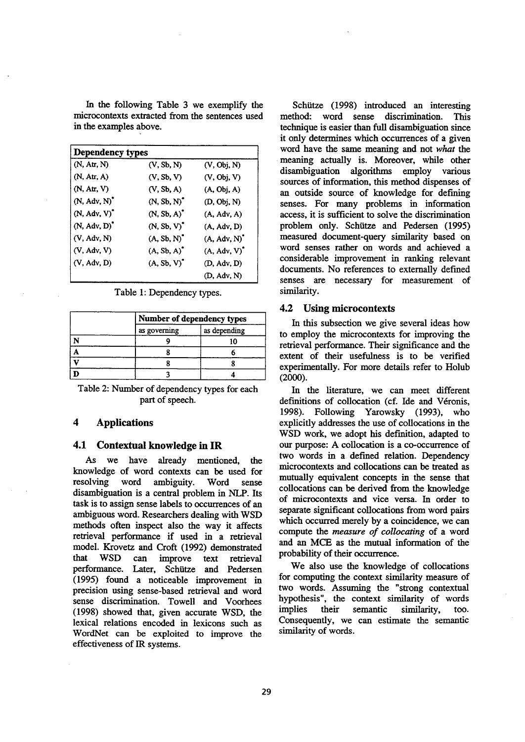In the following Table 3 we exemplify the microcontexts extracted from the sentences used in the examples above.

| Dependency types | | |
|---|---|---|
| (N, Atr, N) | (V, Sb, N) | (V, Obj, N) |
| (N, Atr, A) | (V, Sb, V) | (V, Obj, V) |
| (N, Atr, V) | (V, Sb, A) | (A, Obj, A) |
| (N, Adv, N)* | (N, Sb, N)* | (D, Obj, N) |
| (N, Adv, V)* | (N, Sb, A)* | (A, Adv, A) |
| (N, Adv, D)* | (N, Sb, V)* | (A, Adv, D) |
| (V, Adv, N) | (A, Sb, N)* | (A, Adv, N)* |
| (V, Adv, V) | (A, Sb, A)* | (A, Adv, V)* |
| (V, Adv, D) | (A, Sb, V)* | (D, Adv, D) |
| | | (D, Adv, N) |

Table 1: Dependency types.

| | Number of dependency types | |
|---|---|---|
| | as governing | as depending |
| N | 9 | 10 |
| A | 8 | 6 |
| V | 8 | 8 |
| D | 3 | 4 |

Table 2: Number of dependency types for each part of speech.

## 4 Applications

### 4.1 Contextual knowledge in IR

As we have already mentioned, the knowledge of word contexts can be used for resolving word ambiguity. Word sense disambiguation is a central problem in NLP. Its task is to assign sense labels to occurrences of an ambiguous word. Researchers dealing with WSD methods often inspect also the way it affects retrieval performance if used in a retrieval model. Krovetz and Croft (1992) demonstrated that WSD can improve text retrieval performance. Later, Schütze and Pedersen (1995) found a noticeable improvement in precision using sense-based retrieval and word sense discrimination. Towell and Voorhees (1998) showed that, given accurate WSD, the lexical relations encoded in lexicons such as WordNet can be exploited to improve the effectiveness of IR systems.

Schütze (1998) introduced an interesting method: word sense discrimination. This technique is easier than full disambiguation since it only determines which occurrences of a given word have the same meaning and not *what* the meaning actually is. Moreover, while other disambiguation algorithms employ various sources of information, this method dispenses of an outside source of knowledge for defining senses. For many problems in information access, it is sufficient to solve the discrimination problem only. Schütze and Pedersen (1995) measured document-query similarity based on word senses rather on words and achieved a considerable improvement in ranking relevant documents. No references to externally defined senses are necessary for measurement of similarity.

### 4.2 Using microcontexts

In this subsection we give several ideas how to employ the microcontexts for improving the retrieval performance. Their significance and the extent of their usefulness is to be verified experimentally. For more details refer to Holub (2000).

In the literature, we can meet different definitions of collocation (cf. Ide and Véronis, 1998). Following Yarowsky (1993), who explicitly addresses the use of collocations in the WSD work, we adopt his definition, adapted to our purpose: A collocation is a co-occurrence of two words in a defined relation. Dependency microcontexts and collocations can be treated as mutually equivalent concepts in the sense that collocations can be derived from the knowledge of microcontexts and vice versa. In order to separate significant collocations from word pairs which occurred merely by a coincidence, we can compute the *measure of collocating* of a word and an MCE as the mutual information of the probability of their occurrence.

We also use the knowledge of collocations for computing the context similarity measure of two words. Assuming the "strong contextual hypothesis", the context similarity of words implies their semantic similarity, too. Consequently, we can estimate the semantic similarity of words.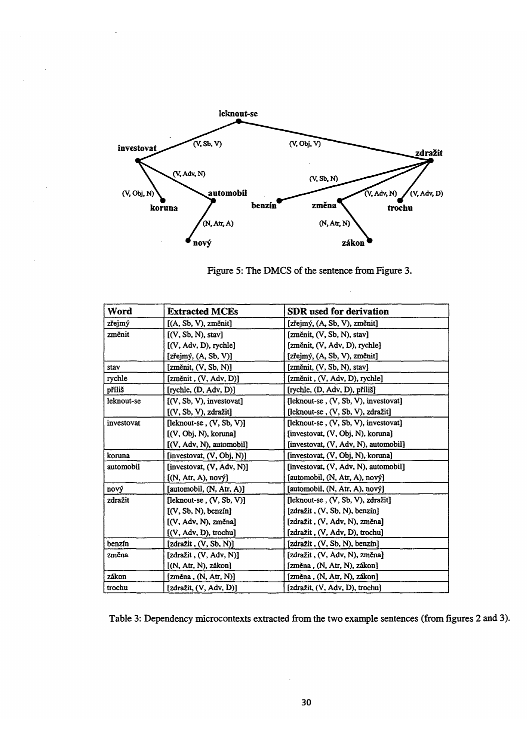Figure 5: The DMCS of the sentence from Figure 3.

| Word | Extracted MCEs | SDR used for derivation |
|---|---|---|
| zřejmý | [(A, Sb, V), změnit] | [zřejmý, (A, Sb, V), změnit] |
| změnit | [(V, Sb, N), stav] | [změnit, (V, Sb, N), stav] |
| | [(V, Adv, D), rychle] | [změnit, (V, Adv, D), rychle] |
| | [zřejmý, (A, Sb, V)] | [zřejmý, (A, Sb, V), změnit] |
| stav | [změnit, (V, Sb, N)] | [změnit, (V, Sb, N), stav] |
| rychle | [změnit , (V, Adv, D)] | [změnit , (V, Adv, D), rychle] |
| příliš | [rychle, (D, Adv, D)] | [rychle, (D, Adv, D), příliš] |
| leknout-se | [(V, Sb, V), investovat] | [leknout-se , (V, Sb, V), investovat] |
| | [(V, Sb, V), zdražit] | [leknout-se , (V, Sb, V), zdražit] |
| investovat | [leknout-se , (V, Sb, V)] | [leknout-se , (V, Sb, V), investovat] |
| | [(V, Obj, N), koruna] | [investovat, (V, Obj, N), koruna] |
| | [(V, Adv, N), automobil] | [investovat, (V, Adv, N), automobil] |
| koruna | [investovat, (V, Obj, N)] | [investovat, (V, Obj, N), koruna] |
| automobil | [investovat, (V, Adv, N)] | [investovat, (V, Adv, N), automobil] |
| | [(N, Atr, A), nový] | [automobil, (N, Atr, A), nový] |
| nový | [automobil, (N, Atr, A)] | [automobil, (N, Atr, A), nový] |
| zdražit | [leknout-se , (V, Sb, V)] | [leknout-se , (V, Sb, V), zdražit] |
| | [(V, Sb, N), benzín] | [zdražit , (V, Sb, N), benzín] |
| | [(V, Adv, N), změna] | [zdražit , (V, Adv, N), změna] |
| | [(V, Adv, D), trochu] | [zdražit , (V, Adv, D), trochu] |
| benzín | [zdražit , (V, Sb, N)] | [zdražit , (V, Sb, N), benzín] |
| změna | [zdražit , (V, Adv, N)] | [zdražit , (V, Adv, N), změna] |
| | [(N, Atr, N), zákon] | [změna , (N, Atr, N), zákon] |
| zákon | [změna , (N, Atr, N)] | [změna , (N, Atr, N), zákon] |
| trochu | [zdražit, (V, Adv, D)] | [zdražit, (V, Adv, D), trochu] |

Table 3: Dependency microcontexts extracted from the two example sentences (from figures 2 and 3).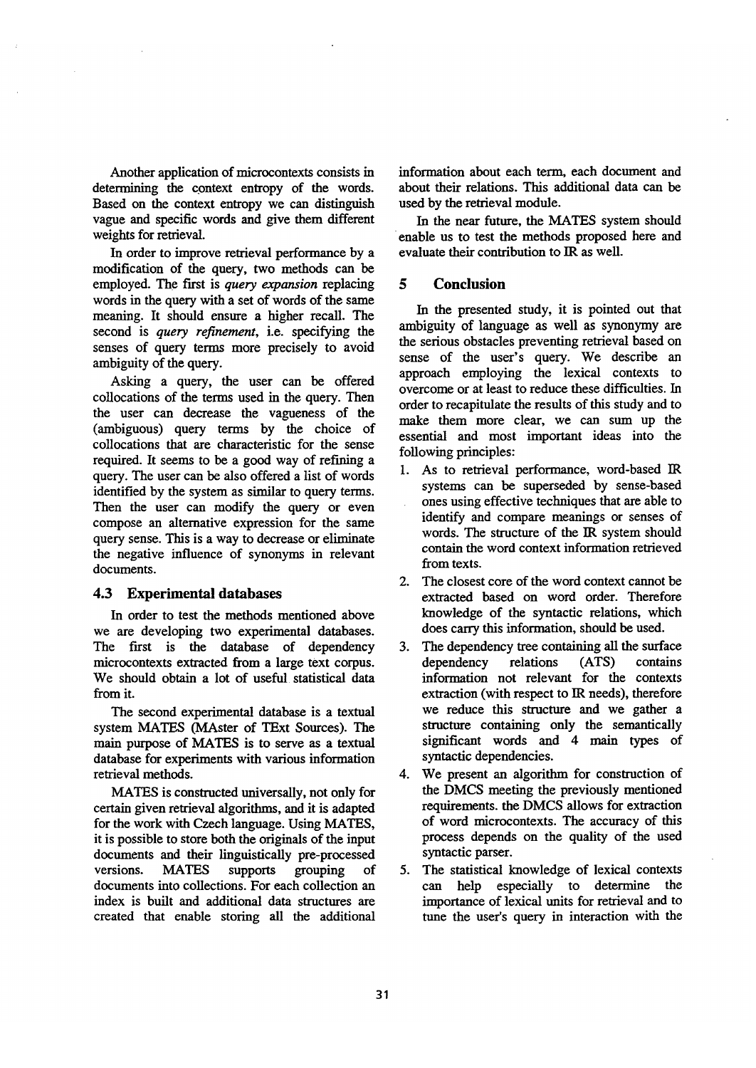Another application of microcontexts consists in determining the context entropy of the words. Based on the context entropy we can distinguish vague and specific words and give them different weights for retrieval.

In order to improve retrieval performance by a modification of the query, two methods can be employed. The first is *query expansion* replacing words in the query with a set of words of the same meaning. It should ensure a higher recall. The second is *query refinement*, i.e. specifying the senses of query terms more precisely to avoid ambiguity of the query.

Asking a query, the user can be offered collocations of the terms used in the query. Then the user can decrease the vagueness of the (ambiguous) query terms by the choice of collocations that are characteristic for the sense required. It seems to be a good way of refining a query. The user can be also offered a list of words identified by the system as similar to query terms. Then the user can modify the query or even compose an alternative expression for the same query sense. This is a way to decrease or eliminate the negative influence of synonyms in relevant documents.

### 4.3 Experimental databases

In order to test the methods mentioned above we are developing two experimental databases. The first is the database of dependency microcontexts extracted from a large text corpus. We should obtain a lot of useful statistical data from it.

The second experimental database is a textual system MATES (MAster of TExt Sources). The main purpose of MATES is to serve as a textual database for experiments with various information retrieval methods.

MATES is constructed universally, not only for certain given retrieval algorithms, and it is adapted for the work with Czech language. Using MATES, it is possible to store both the originals of the input documents and their linguistically pre-processed versions. MATES supports grouping of documents into collections. For each collection an index is built and additional data structures are created that enable storing all the additional information about each term, each document and about their relations. This additional data can be used by the retrieval module.

In the near future, the MATES system should enable us to test the methods proposed here and evaluate their contribution to IR as well.

## 5 Conclusion

In the presented study, it is pointed out that ambiguity of language as well as synonymy are the serious obstacles preventing retrieval based on sense of the user's query. We describe an approach employing the lexical contexts to overcome or at least to reduce these difficulties. In order to recapitulate the results of this study and to make them more clear, we can sum up the essential and most important ideas into the following principles:

1. As to retrieval performance, word-based IR systems can be superseded by sense-based ones using effective techniques that are able to identify and compare meanings or senses of words. The structure of the IR system should contain the word context information retrieved from texts.
2. The closest core of the word context cannot be extracted based on word order. Therefore knowledge of the syntactic relations, which does carry this information, should be used.
3. The dependency tree containing all the surface dependency relations (ATS) contains information not relevant for the contexts extraction (with respect to IR needs), therefore we reduce this structure and we gather a structure containing only the semantically significant words and 4 main types of syntactic dependencies.
4. We present an algorithm for construction of the DMCS meeting the previously mentioned requirements. the DMCS allows for extraction of word microcontexts. The accuracy of this process depends on the quality of the used syntactic parser.
5. The statistical knowledge of lexical contexts can help especially to determine the importance of lexical units for retrieval and to tune the user's query in interaction with the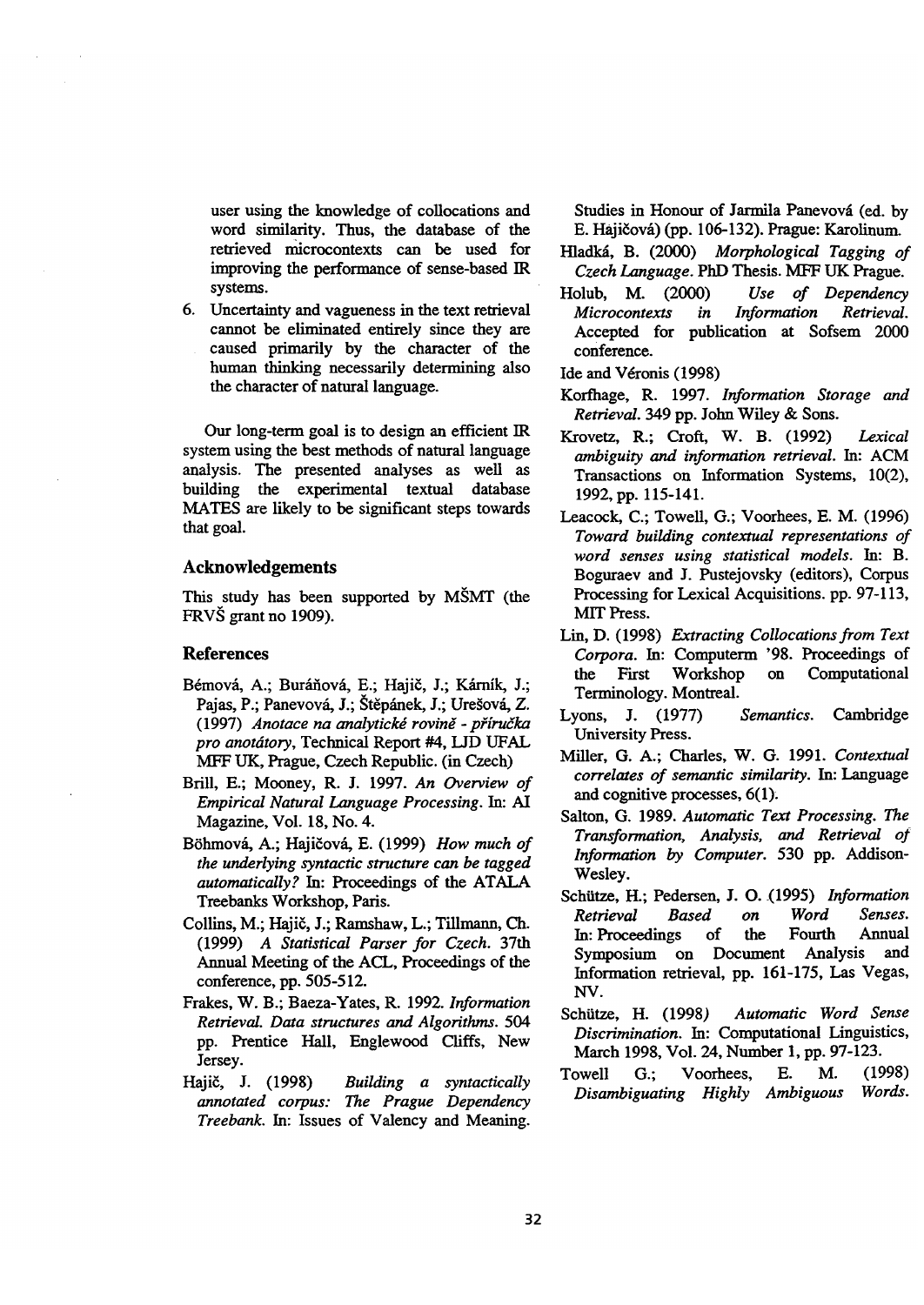user using the knowledge of collocations and word similarity. Thus, the database of the retrieved microcontexts can be used for improving the performance of sense-based IR systems.

6. Uncertainty and vagueness in the text retrieval cannot be eliminated entirely since they are caused primarily by the character of the human thinking necessarily determining also the character of natural language.

Our long-term goal is to design an efficient IR system using the best methods of natural language analysis. The presented analyses as well as building the experimental textual database MATES are likely to be significant steps towards that goal.

## Acknowledgements

This study has been supported by MŠMT (the FRVŠ grant no 1909).

## References

Bémová, A.; Buráňová, E.; Hajič, J.; Kárník, J.; Pajas, P.; Panevová, J.; Štěpánek, J.; Urešová, Z. (1997) *Anotace na analytické rovině - příručka pro anotátory*, Technical Report #4, LJD UFAL MFF UK, Prague, Czech Republic. (in Czech)

Brill, E.; Mooney, R. J. 1997. *An Overview of Empirical Natural Language Processing*. In: AI Magazine, Vol. 18, No. 4.

Böhmová, A.; Hajičová, E. (1999) *How much of the underlying syntactic structure can be tagged automatically?* In: Proceedings of the ATALA Treebanks Workshop, Paris.

Collins, M.; Hajič, J.; Ramshaw, L.; Tillmann, Ch. (1999) *A Statistical Parser for Czech*. 37th Annual Meeting of the ACL, Proceedings of the conference, pp. 505-512.

Frakes, W. B.; Baeza-Yates, R. 1992. *Information Retrieval. Data structures and Algorithms*. 504 pp. Prentice Hall, Englewood Cliffs, New Jersey.

Hajič, J. (1998) *Building a syntactically annotated corpus: The Prague Dependency Treebank*. In: Issues of Valency and Meaning. Studies in Honour of Jarmila Panevová (ed. by E. Hajičová) (pp. 106-132). Prague: Karolinum.

Hladká, B. (2000) *Morphological Tagging of Czech Language*. PhD Thesis. MFF UK Prague.

Holub, M. (2000) *Use of Dependency Microcontexts in Information Retrieval*. Accepted for publication at Sofsem 2000 conference.

Ide and Véronis (1998)

Korfhage, R. 1997. *Information Storage and Retrieval*. 349 pp. John Wiley & Sons.

Krovetz, R.; Croft, W. B. (1992) *Lexical ambiguity and information retrieval*. In: ACM Transactions on Information Systems, 10(2), 1992, pp. 115-141.

Leacock, C.; Towell, G.; Voorhees, E. M. (1996) *Toward building contextual representations of word senses using statistical models*. In: B. Boguraev and J. Pustejovsky (editors), Corpus Processing for Lexical Acquisitions. pp. 97-113, MIT Press.

Lin, D. (1998) *Extracting Collocations from Text Corpora*. In: Computerm '98. Proceedings of the First Workshop on Computational Terminology. Montreal.

Lyons, J. (1977) *Semantics*. Cambridge University Press.

Miller, G. A.; Charles, W. G. 1991. *Contextual correlates of semantic similarity*. In: Language and cognitive processes, 6(1).

Salton, G. 1989. *Automatic Text Processing. The Transformation, Analysis, and Retrieval of Information by Computer*. 530 pp. Addison-Wesley.

Schütze, H.; Pedersen, J. O. (1995) *Information Retrieval Based on Word Senses*. In: Proceedings of the Fourth Annual Symposium on Document Analysis and Information retrieval, pp. 161-175, Las Vegas, NV.

Schütze, H. (1998) *Automatic Word Sense Discrimination*. In: Computational Linguistics, March 1998, Vol. 24, Number 1, pp. 97-123.

Towell G.; Voorhees, E. M. (1998) *Disambiguating Highly Ambiguous Words*.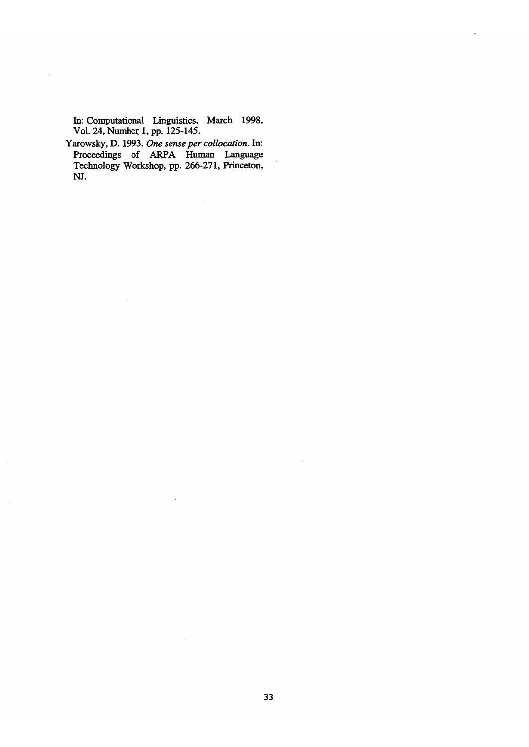In: Computational Linguistics, March 1998, Vol. 24, Number 1, pp. 125-145.

Yarowsky, D. 1993. *One sense per collocation*. In: Proceedings of ARPA Human Language Technology Workshop, pp. 266-271, Princeton, NJ.